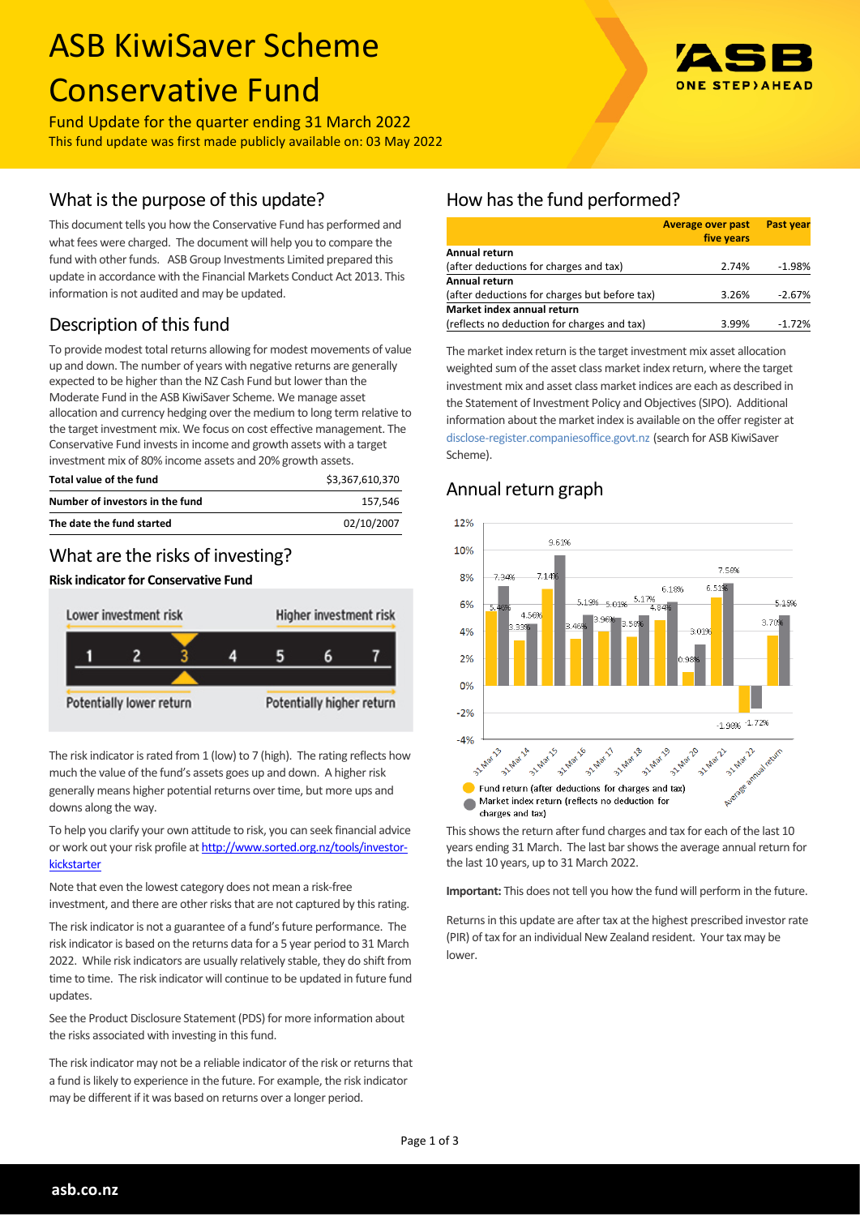# ASB KiwiSaver Scheme Conservative Fund

Fund Update for the quarter ending 31 March 2022

This fund update was first made publicly available on: 03 May 2022

## What is the purpose of this update?

This document tells you how the Conservative Fund has performed and what fees were charged. The document will help you to compare the fund with other funds. ASB Group Investments Limited prepared this update in accordance with the Financial Markets Conduct Act 2013. This information is not audited and may be updated.

## Description of this fund

To provide modest total returns allowing for modest movements of value up and down. The number of years with negative returns are generally expected to be higher than the NZ Cash Fund but lower than the Moderate Fund in the ASB KiwiSaver Scheme. We manage asset allocation and currency hedging over the medium to long term relative to the target investment mix. We focus on cost effective management. The Conservative Fund invests in income and growth assets with a target investment mix of 80% income assets and 20% growth assets.

| | |
|---|---|
| **Total value of the fund** | $3,367,610,370 |
| **Number of investors in the fund** | 157,546 |
| **The date the fund started** | 02/10/2007 |

## What are the risks of investing?

**Risk indicator for Conservative Fund**

Lower investment risk — Higher investment risk

1 2 **3** 4 5 6 7

Potentially lower return — Potentially higher return

The risk indicator is rated from 1 (low) to 7 (high). The rating reflects how much the value of the fund's assets goes up and down. A higher risk generally means higher potential returns over time, but more ups and downs along the way.

To help you clarify your own attitude to risk, you can seek financial advice or work out your risk profile at [http://www.sorted.org.nz/tools/investor-kickstarter](http://www.sorted.org.nz/tools/investor-kickstarter)

Note that even the lowest category does not mean a risk-free investment, and there are other risks that are not captured by this rating.

The risk indicator is not a guarantee of a fund's future performance. The risk indicator is based on the returns data for a 5 year period to 31 March 2022. While risk indicators are usually relatively stable, they do shift from time to time. The risk indicator will continue to be updated in future fund updates.

See the Product Disclosure Statement (PDS) for more information about the risks associated with investing in this fund.

The risk indicator may not be a reliable indicator of the risk or returns that a fund is likely to experience in the future. For example, the risk indicator may be different if it was based on returns over a longer period.

## How has the fund performed?

| | Average over past five years | Past year |
|---|---|---|
| **Annual return** (after deductions for charges and tax) | 2.74% | -1.98% |
| **Annual return** (after deductions for charges but before tax) | 3.26% | -2.67% |
| **Market index annual return** (reflects no deduction for charges and tax) | 3.99% | -1.72% |

The market index return is the target investment mix asset allocation weighted sum of the asset class market index return, where the target investment mix and asset class market indices are each as described in the Statement of Investment Policy and Objectives (SIPO). Additional information about the market index is available on the offer register at disclose-register.companiesoffice.govt.nz (search for ASB KiwiSaver Scheme).

## Annual return graph

| Year | Fund return (after deductions for charges and tax) | Market index return (reflects no deduction for charges and tax) |
|---|---|---|
| 31 Mar 13 | 5.46% | 7.34% |
| 31 Mar 14 | 3.33% | 4.56% |
| 31 Mar 15 | 7.14% | 9.61% |
| 31 Mar 16 | 3.46% | 5.19% |
| 31 Mar 17 | 3.96% | 5.01% |
| 31 Mar 18 | 3.56% | 5.17% |
| 31 Mar 19 | 4.84% | 6.18% |
| 31 Mar 20 | 0.98% | 3.01% |
| 31 Mar 21 | 6.51% | 7.58% |
| 31 Mar 22 | -1.98% | -1.72% |
| Average annual return | 3.70% | 5.19% |

This shows the return after fund charges and tax for each of the last 10 years ending 31 March. The last bar shows the average annual return for the last 10 years, up to 31 March 2022.

**Important:** This does not tell you how the fund will perform in the future.

Returns in this update are after tax at the highest prescribed investor rate (PIR) of tax for an individual New Zealand resident. Your tax may be lower.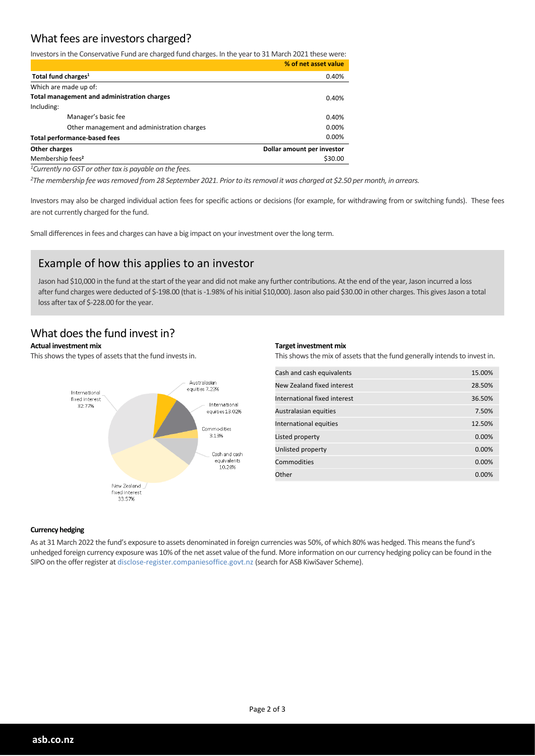## What fees are investors charged?

Investors in the Conservative Fund are charged fund charges. In the year to 31 March 2021 these were:

| | % of net asset value |
|---|---|
| **Total fund charges[1]** | 0.40% |
| Which are made up of: | |
| **Total management and administration charges** | 0.40% |
| Including: | |
| Manager's basic fee | 0.40% |
| Other management and administration charges | 0.00% |
| **Total performance-based fees** | 0.00% |
| **Other charges** | **Dollar amount per investor** |
| Membership fees[2] | $30.00 |

*[1]Currently no GST or other tax is payable on the fees.*

*[2]The membership fee was removed from 28 September 2021. Prior to its removal it was charged at $2.50 per month, in arrears.*

Investors may also be charged individual action fees for specific actions or decisions (for example, for withdrawing from or switching funds). These fees are not currently charged for the fund.

Small differences in fees and charges can have a big impact on your investment over the long term.

## Example of how this applies to an investor

Jason had $10,000 in the fund at the start of the year and did not make any further contributions. At the end of the year, Jason incurred a loss after fund charges were deducted of $-198.00 (that is -1.98% of his initial $10,000). Jason also paid $30.00 in other charges. This gives Jason a total loss after tax of $-228.00 for the year.

## What does the fund invest in?

**Actual investment mix**

This shows the types of assets that the fund invests in.

- International fixed interest 32.77%
- Australasian equities 7.29%
- International equities 13.02%
- Commodities 3.13%
- Cash and cash equivalents 10.28%
- New Zealand fixed interest 33.57%

**Target investment mix**

This shows the mix of assets that the fund generally intends to invest in.

| Asset | % |
|---|---|
| Cash and cash equivalents | 15.00% |
| New Zealand fixed interest | 28.50% |
| International fixed interest | 36.50% |
| Australasian equities | 7.50% |
| International equities | 12.50% |
| Listed property | 0.00% |
| Unlisted property | 0.00% |
| Commodities | 0.00% |
| Other | 0.00% |

**Currency hedging**

As at 31 March 2022 the fund's exposure to assets denominated in foreign currencies was 50%, of which 80% was hedged. This means the fund's unhedged foreign currency exposure was 10% of the net asset value of the fund. More information on our currency hedging policy can be found in the SIPO on the offer register at disclose-register.companiesoffice.govt.nz (search for ASB KiwiSaver Scheme).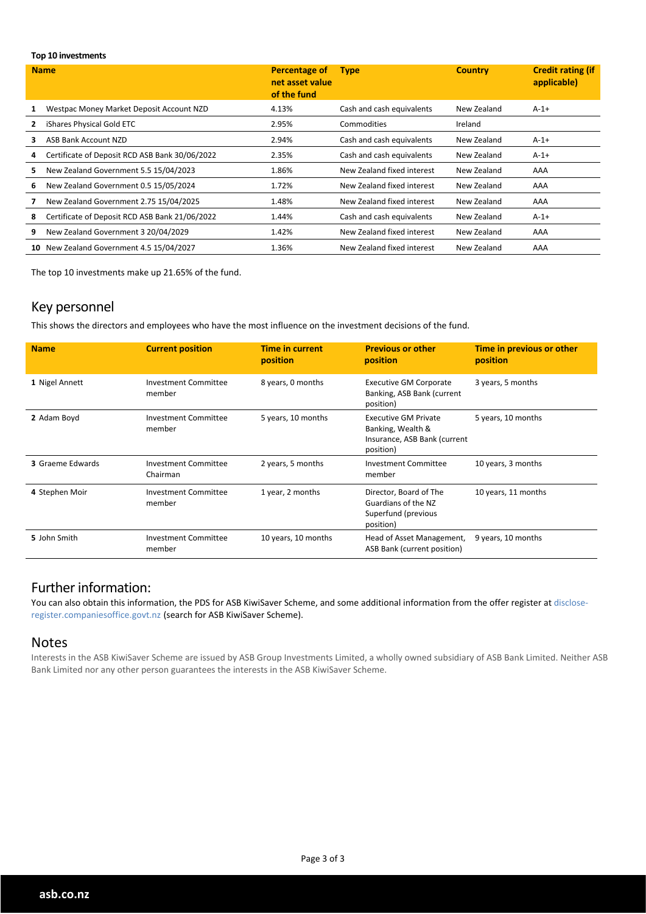**Top 10 investments**

| Name | Percentage of net asset value of the fund | Type | Country | Credit rating (if applicable) |
|---|---|---|---|---|
| 1 Westpac Money Market Deposit Account NZD | 4.13% | Cash and cash equivalents | New Zealand | A-1+ |
| 2 iShares Physical Gold ETC | 2.95% | Commodities | Ireland | |
| 3 ASB Bank Account NZD | 2.94% | Cash and cash equivalents | New Zealand | A-1+ |
| 4 Certificate of Deposit RCD ASB Bank 30/06/2022 | 2.35% | Cash and cash equivalents | New Zealand | A-1+ |
| 5 New Zealand Government 5.5 15/04/2023 | 1.86% | New Zealand fixed interest | New Zealand | AAA |
| 6 New Zealand Government 0.5 15/05/2024 | 1.72% | New Zealand fixed interest | New Zealand | AAA |
| 7 New Zealand Government 2.75 15/04/2025 | 1.48% | New Zealand fixed interest | New Zealand | AAA |
| 8 Certificate of Deposit RCD ASB Bank 21/06/2022 | 1.44% | Cash and cash equivalents | New Zealand | A-1+ |
| 9 New Zealand Government 3 20/04/2029 | 1.42% | New Zealand fixed interest | New Zealand | AAA |
| 10 New Zealand Government 4.5 15/04/2027 | 1.36% | New Zealand fixed interest | New Zealand | AAA |

The top 10 investments make up 21.65% of the fund.

## Key personnel

This shows the directors and employees who have the most influence on the investment decisions of the fund.

| Name | Current position | Time in current position | Previous or other position | Time in previous or other position |
|---|---|---|---|---|
| 1 Nigel Annett | Investment Committee member | 8 years, 0 months | Executive GM Corporate Banking, ASB Bank (current position) | 3 years, 5 months |
| 2 Adam Boyd | Investment Committee member | 5 years, 10 months | Executive GM Private Banking, Wealth & Insurance, ASB Bank (current position) | 5 years, 10 months |
| 3 Graeme Edwards | Investment Committee Chairman | 2 years, 5 months | Investment Committee member | 10 years, 3 months |
| 4 Stephen Moir | Investment Committee member | 1 year, 2 months | Director, Board of The Guardians of the NZ Superfund (previous position) | 10 years, 11 months |
| 5 John Smith | Investment Committee member | 10 years, 10 months | Head of Asset Management, ASB Bank (current position) | 9 years, 10 months |

## Further information:

You can also obtain this information, the PDS for ASB KiwiSaver Scheme, and some additional information from the offer register at disclose-register.companiesoffice.govt.nz (search for ASB KiwiSaver Scheme).

## Notes

Interests in the ASB KiwiSaver Scheme are issued by ASB Group Investments Limited, a wholly owned subsidiary of ASB Bank Limited. Neither ASB Bank Limited nor any other person guarantees the interests in the ASB KiwiSaver Scheme.

asb.co.nz